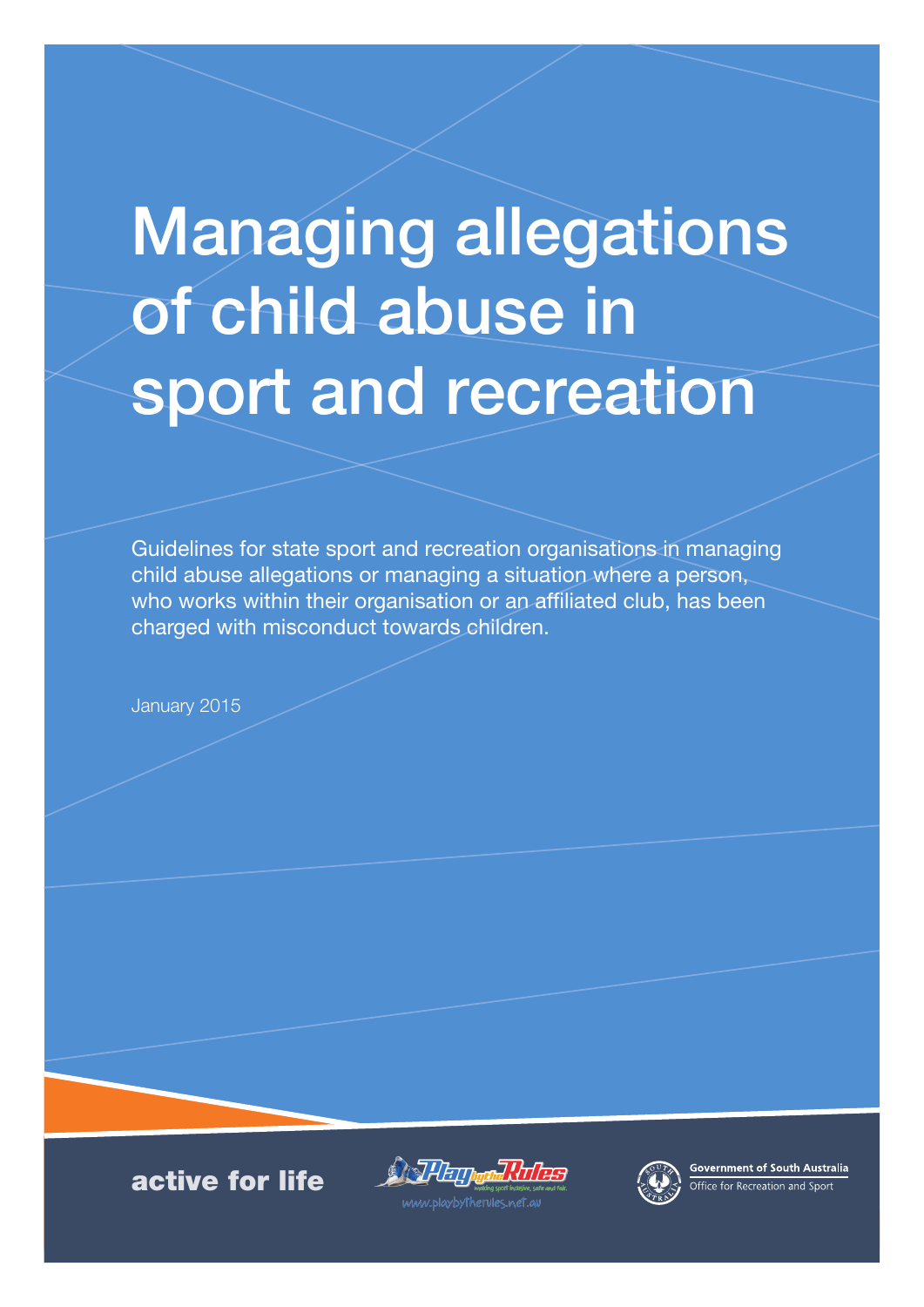# Managing allegations of child abuse in sport and recreation

Guidelines for state sport and recreation organisations in managing child abuse allegations or managing a situation where a person, who works within their organisation or an affiliated club, has been charged with misconduct towards children.

January 2015

active for life

Play by the Rules
making sport inclusive, safe and fair.
www.playbytherules.net.au

Government of South Australia
Office for Recreation and Sport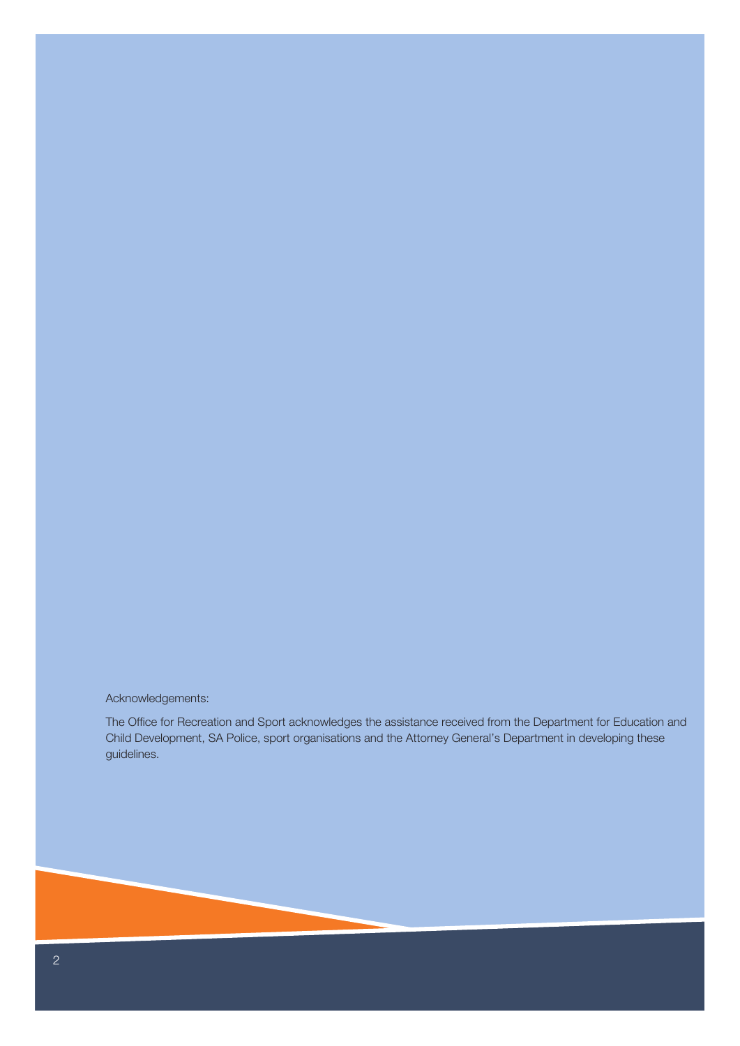Acknowledgements:

The Office for Recreation and Sport acknowledges the assistance received from the Department for Education and Child Development, SA Police, sport organisations and the Attorney General's Department in developing these guidelines.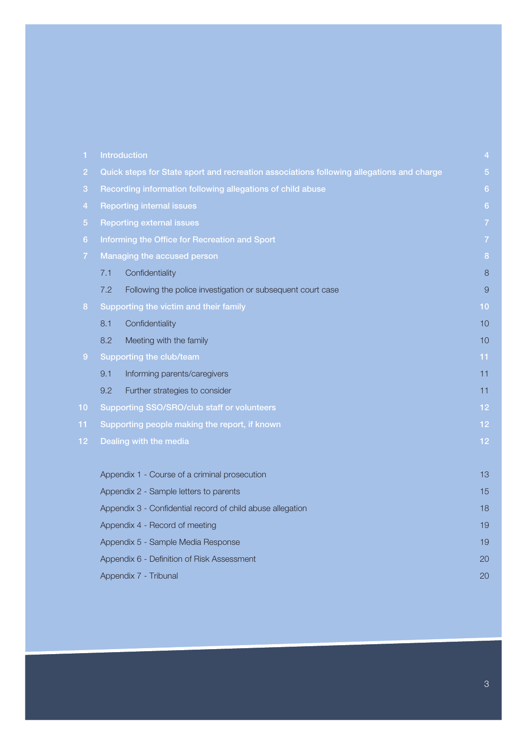| | | |
|---|---|---|
| 1 | Introduction | 4 |
| 2 | Quick steps for State sport and recreation associations following allegations and charge | 5 |
| 3 | Recording information following allegations of child abuse | 6 |
| 4 | Reporting internal issues | 6 |
| 5 | Reporting external issues | 7 |
| 6 | Informing the Office for Recreation and Sport | 7 |
| 7 | Managing the accused person | 8 |
| | 7.1 Confidentiality | 8 |
| | 7.2 Following the police investigation or subsequent court case | 9 |
| 8 | Supporting the victim and their family | 10 |
| | 8.1 Confidentiality | 10 |
| | 8.2 Meeting with the family | 10 |
| 9 | Supporting the club/team | 11 |
| | 9.1 Informing parents/caregivers | 11 |
| | 9.2 Further strategies to consider | 11 |
| 10 | Supporting SSO/SRO/club staff or volunteers | 12 |
| 11 | Supporting people making the report, if known | 12 |
| 12 | Dealing with the media | 12 |
| | Appendix 1 - Course of a criminal prosecution | 13 |
| | Appendix 2 - Sample letters to parents | 15 |
| | Appendix 3 - Confidential record of child abuse allegation | 18 |
| | Appendix 4 - Record of meeting | 19 |
| | Appendix 5 - Sample Media Response | 19 |
| | Appendix 6 - Definition of Risk Assessment | 20 |
| | Appendix 7 - Tribunal | 20 |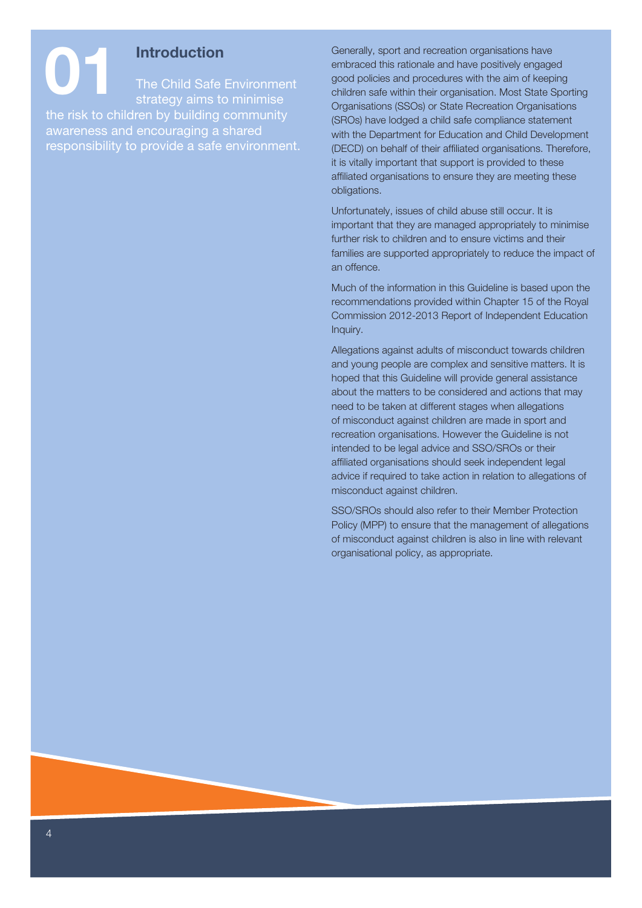# 01 Introduction

The Child Safe Environment strategy aims to minimise the risk to children by building community awareness and encouraging a shared responsibility to provide a safe environment.

Generally, sport and recreation organisations have embraced this rationale and have positively engaged good policies and procedures with the aim of keeping children safe within their organisation. Most State Sporting Organisations (SSOs) or State Recreation Organisations (SROs) have lodged a child safe compliance statement with the Department for Education and Child Development (DECD) on behalf of their affiliated organisations. Therefore, it is vitally important that support is provided to these affiliated organisations to ensure they are meeting these obligations.

Unfortunately, issues of child abuse still occur. It is important that they are managed appropriately to minimise further risk to children and to ensure victims and their families are supported appropriately to reduce the impact of an offence.

Much of the information in this Guideline is based upon the recommendations provided within Chapter 15 of the Royal Commission 2012-2013 Report of Independent Education Inquiry.

Allegations against adults of misconduct towards children and young people are complex and sensitive matters. It is hoped that this Guideline will provide general assistance about the matters to be considered and actions that may need to be taken at different stages when allegations of misconduct against children are made in sport and recreation organisations. However the Guideline is not intended to be legal advice and SSO/SROs or their affiliated organisations should seek independent legal advice if required to take action in relation to allegations of misconduct against children.

SSO/SROs should also refer to their Member Protection Policy (MPP) to ensure that the management of allegations of misconduct against children is also in line with relevant organisational policy, as appropriate.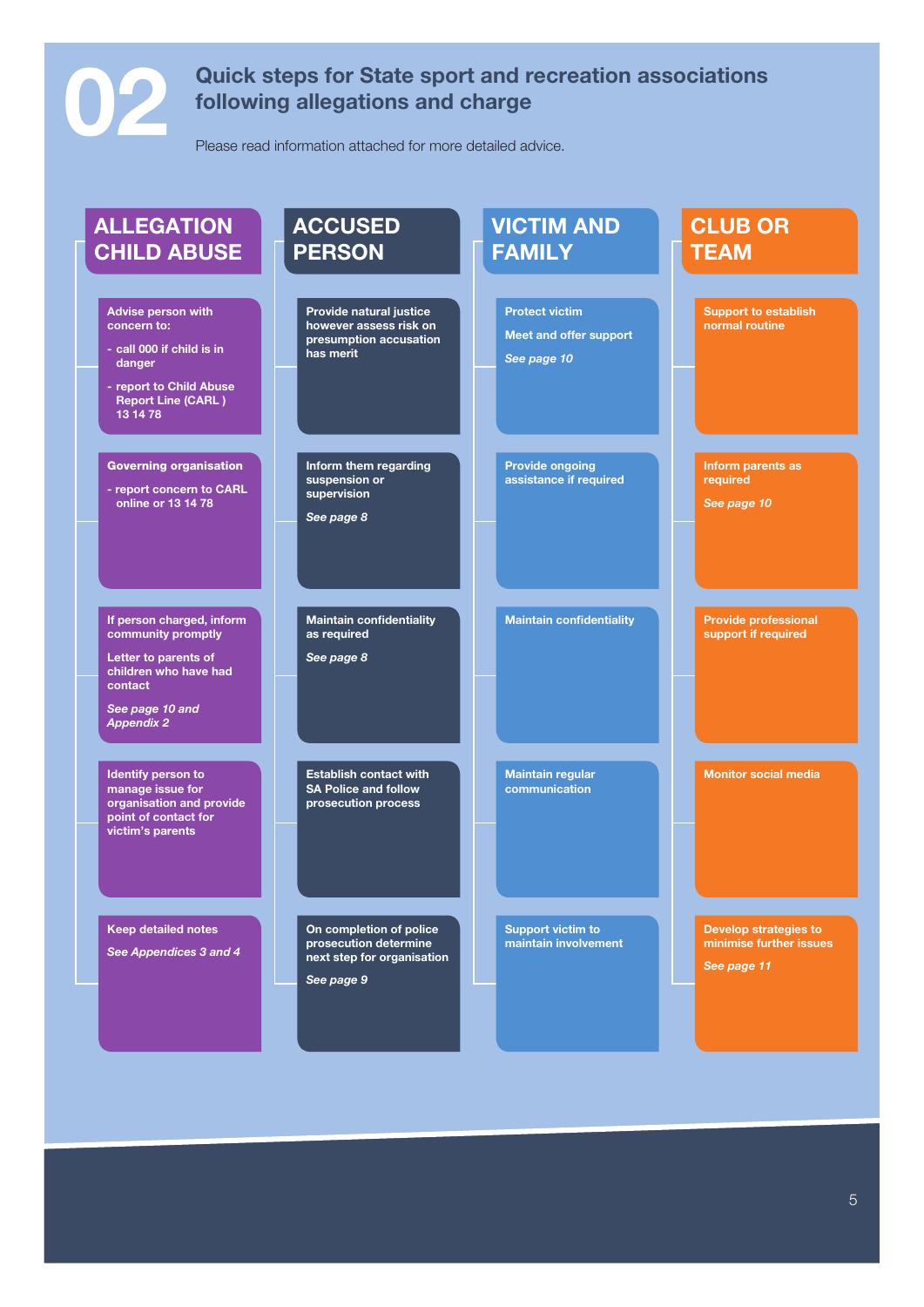# 02 Quick steps for State sport and recreation associations following allegations and charge

Please read information attached for more detailed advice.

## ALLEGATION CHILD ABUSE

**Advise person with concern to:**

- **call 000 if child is in danger**
- **report to Child Abuse Report Line (CARL ) 13 14 78**

**Governing organisation**

- **report concern to CARL online or 13 14 78**

**If person charged, inform community promptly**

**Letter to parents of children who have had contact**

***See page 10 and Appendix 2***

**Identify person to manage issue for organisation and provide point of contact for victim's parents**

**Keep detailed notes**

***See Appendices 3 and 4***

## ACCUSED PERSON

**Provide natural justice however assess risk on presumption accusation has merit**

**Inform them regarding suspension or supervision**

***See page 8***

**Maintain confidentiality as required**

***See page 8***

**Establish contact with SA Police and follow prosecution process**

**On completion of police prosecution determine next step for organisation**

***See page 9***

## VICTIM AND FAMILY

**Protect victim**

**Meet and offer support**

***See page 10***

**Provide ongoing assistance if required**

**Maintain confidentiality**

**Maintain regular communication**

**Support victim to maintain involvement**

## CLUB OR TEAM

**Support to establish normal routine**

**Inform parents as required**

***See page 10***

**Provide professional support if required**

**Monitor social media**

**Develop strategies to minimise further issues**

***See page 11***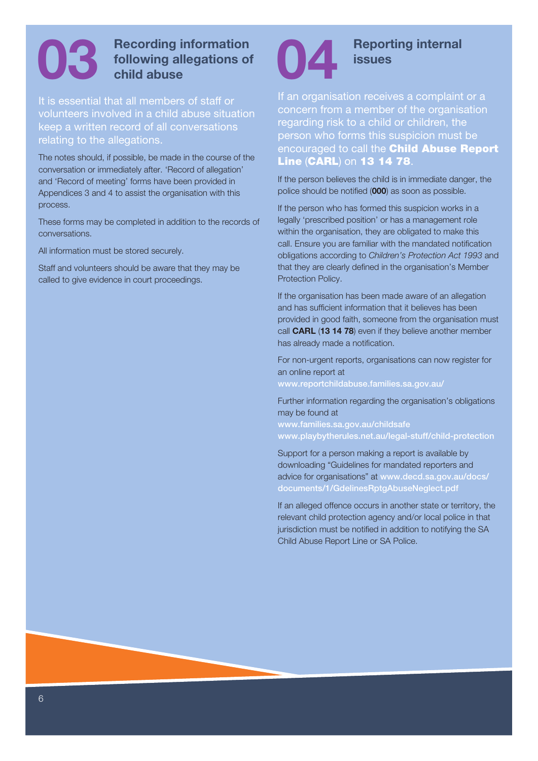## 03 Recording information following allegations of child abuse

It is essential that all members of staff or volunteers involved in a child abuse situation keep a written record of all conversations relating to the allegations.

The notes should, if possible, be made in the course of the conversation or immediately after. 'Record of allegation' and 'Record of meeting' forms have been provided in Appendices 3 and 4 to assist the organisation with this process.

These forms may be completed in addition to the records of conversations.

All information must be stored securely.

Staff and volunteers should be aware that they may be called to give evidence in court proceedings.

## 04 Reporting internal issues

If an organisation receives a complaint or a concern from a member of the organisation regarding risk to a child or children, the person who forms this suspicion must be encouraged to call the **Child Abuse Report Line** (**CARL**) on **13 14 78**.

If the person believes the child is in immediate danger, the police should be notified (**000**) as soon as possible.

If the person who has formed this suspicion works in a legally 'prescribed position' or has a management role within the organisation, they are obligated to make this call. Ensure you are familiar with the mandated notification obligations according to *Children's Protection Act 1993* and that they are clearly defined in the organisation's Member Protection Policy.

If the organisation has been made aware of an allegation and has sufficient information that it believes has been provided in good faith, someone from the organisation must call **CARL** (**13 14 78**) even if they believe another member has already made a notification.

For non-urgent reports, organisations can now register for an online report at www.reportchildabuse.families.sa.gov.au/

Further information regarding the organisation's obligations may be found at
www.families.sa.gov.au/childsafe
www.playbytherules.net.au/legal-stuff/child-protection

Support for a person making a report is available by downloading "Guidelines for mandated reporters and advice for organisations" at www.decd.sa.gov.au/docs/documents/1/GdelinesRptgAbuseNeglect.pdf

If an alleged offence occurs in another state or territory, the relevant child protection agency and/or local police in that jurisdiction must be notified in addition to notifying the SA Child Abuse Report Line or SA Police.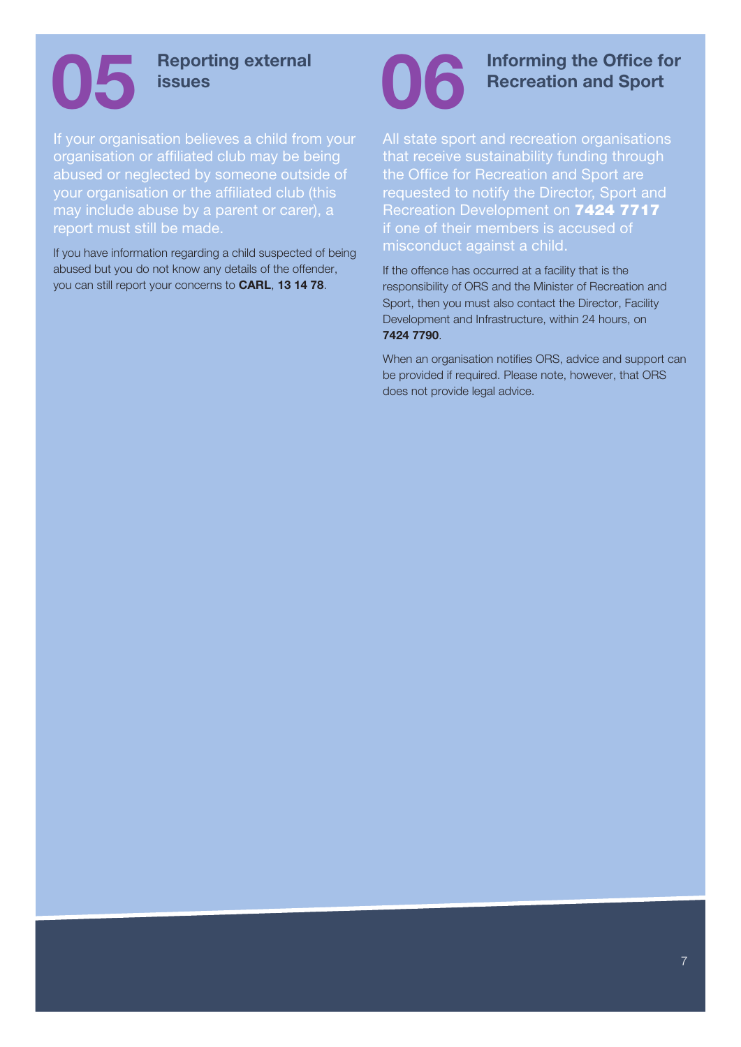## 05 Reporting external issues

If your organisation believes a child from your organisation or affiliated club may be being abused or neglected by someone outside of your organisation or the affiliated club (this may include abuse by a parent or carer), a report must still be made.

If you have information regarding a child suspected of being abused but you do not know any details of the offender, you can still report your concerns to **CARL**, **13 14 78**.

## 06 Informing the Office for Recreation and Sport

All state sport and recreation organisations that receive sustainability funding through the Office for Recreation and Sport are requested to notify the Director, Sport and Recreation Development on **7424 7717** if one of their members is accused of misconduct against a child.

If the offence has occurred at a facility that is the responsibility of ORS and the Minister of Recreation and Sport, then you must also contact the Director, Facility Development and Infrastructure, within 24 hours, on **7424 7790**.

When an organisation notifies ORS, advice and support can be provided if required. Please note, however, that ORS does not provide legal advice.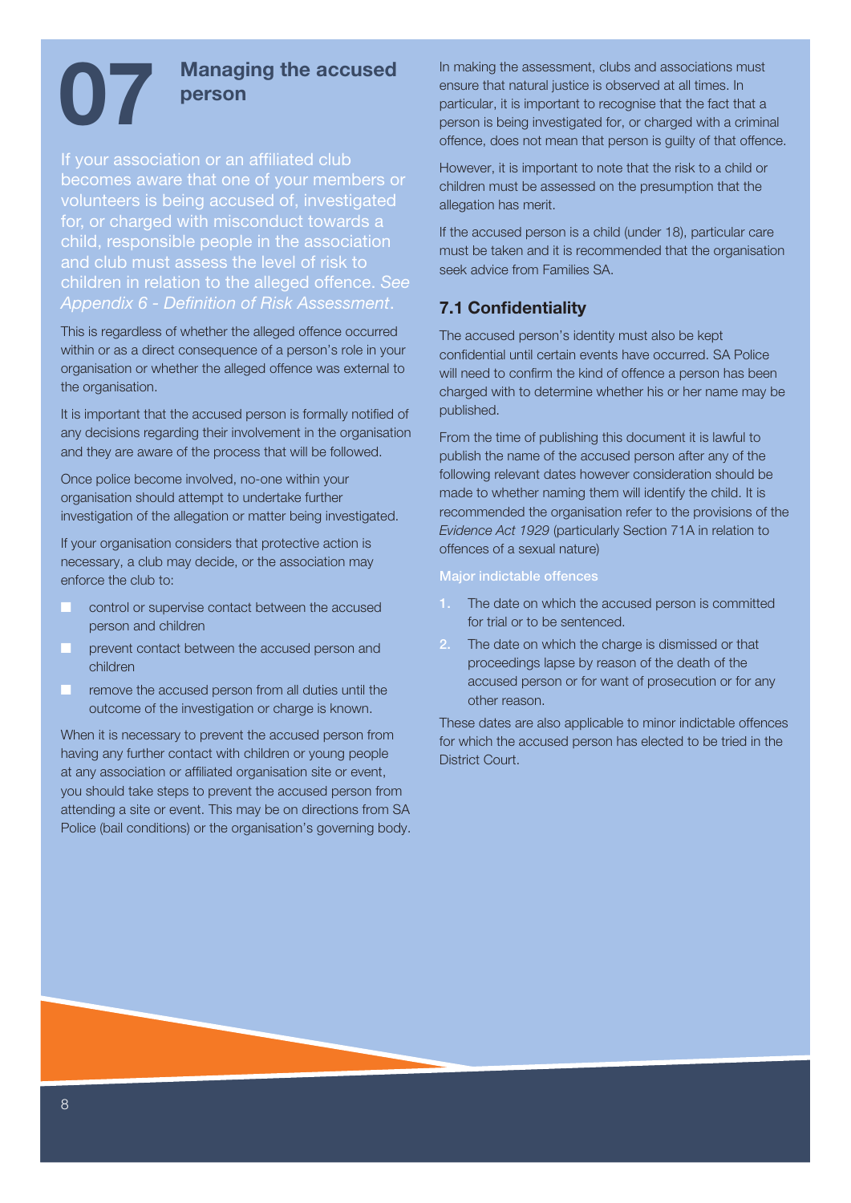# 07 Managing the accused person

If your association or an affiliated club becomes aware that one of your members or volunteers is being accused of, investigated for, or charged with misconduct towards a child, responsible people in the association and club must assess the level of risk to children in relation to the alleged offence. *See Appendix 6 - Definition of Risk Assessment*.

This is regardless of whether the alleged offence occurred within or as a direct consequence of a person's role in your organisation or whether the alleged offence was external to the organisation.

It is important that the accused person is formally notified of any decisions regarding their involvement in the organisation and they are aware of the process that will be followed.

Once police become involved, no-one within your organisation should attempt to undertake further investigation of the allegation or matter being investigated.

If your organisation considers that protective action is necessary, a club may decide, or the association may enforce the club to:

- control or supervise contact between the accused person and children
- prevent contact between the accused person and children
- remove the accused person from all duties until the outcome of the investigation or charge is known.

When it is necessary to prevent the accused person from having any further contact with children or young people at any association or affiliated organisation site or event, you should take steps to prevent the accused person from attending a site or event. This may be on directions from SA Police (bail conditions) or the organisation's governing body.

In making the assessment, clubs and associations must ensure that natural justice is observed at all times. In particular, it is important to recognise that the fact that a person is being investigated for, or charged with a criminal offence, does not mean that person is guilty of that offence.

However, it is important to note that the risk to a child or children must be assessed on the presumption that the allegation has merit.

If the accused person is a child (under 18), particular care must be taken and it is recommended that the organisation seek advice from Families SA.

## 7.1 Confidentiality

The accused person's identity must also be kept confidential until certain events have occurred. SA Police will need to confirm the kind of offence a person has been charged with to determine whether his or her name may be published.

From the time of publishing this document it is lawful to publish the name of the accused person after any of the following relevant dates however consideration should be made to whether naming them will identify the child. It is recommended the organisation refer to the provisions of the *Evidence Act 1929* (particularly Section 71A in relation to offences of a sexual nature)

### Major indictable offences

1. The date on which the accused person is committed for trial or to be sentenced.
2. The date on which the charge is dismissed or that proceedings lapse by reason of the death of the accused person or for want of prosecution or for any other reason.

These dates are also applicable to minor indictable offences for which the accused person has elected to be tried in the District Court.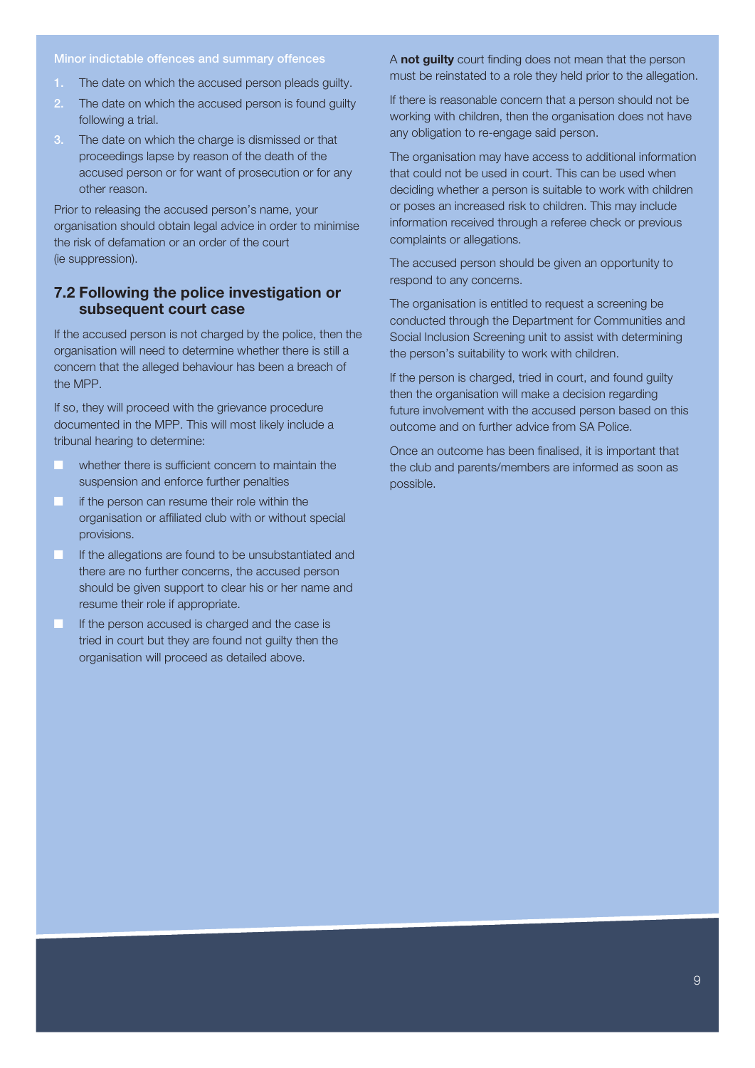#### Minor indictable offences and summary offences

1. The date on which the accused person pleads guilty.
2. The date on which the accused person is found guilty following a trial.
3. The date on which the charge is dismissed or that proceedings lapse by reason of the death of the accused person or for want of prosecution or for any other reason.

Prior to releasing the accused person's name, your organisation should obtain legal advice in order to minimise the risk of defamation or an order of the court (ie suppression).

### 7.2 Following the police investigation or subsequent court case

If the accused person is not charged by the police, then the organisation will need to determine whether there is still a concern that the alleged behaviour has been a breach of the MPP.

If so, they will proceed with the grievance procedure documented in the MPP. This will most likely include a tribunal hearing to determine:

- whether there is sufficient concern to maintain the suspension and enforce further penalties
- if the person can resume their role within the organisation or affiliated club with or without special provisions.
- If the allegations are found to be unsubstantiated and there are no further concerns, the accused person should be given support to clear his or her name and resume their role if appropriate.
- If the person accused is charged and the case is tried in court but they are found not guilty then the organisation will proceed as detailed above.

A **not guilty** court finding does not mean that the person must be reinstated to a role they held prior to the allegation.

If there is reasonable concern that a person should not be working with children, then the organisation does not have any obligation to re-engage said person.

The organisation may have access to additional information that could not be used in court. This can be used when deciding whether a person is suitable to work with children or poses an increased risk to children. This may include information received through a referee check or previous complaints or allegations.

The accused person should be given an opportunity to respond to any concerns.

The organisation is entitled to request a screening be conducted through the Department for Communities and Social Inclusion Screening unit to assist with determining the person's suitability to work with children.

If the person is charged, tried in court, and found guilty then the organisation will make a decision regarding future involvement with the accused person based on this outcome and on further advice from SA Police.

Once an outcome has been finalised, it is important that the club and parents/members are informed as soon as possible.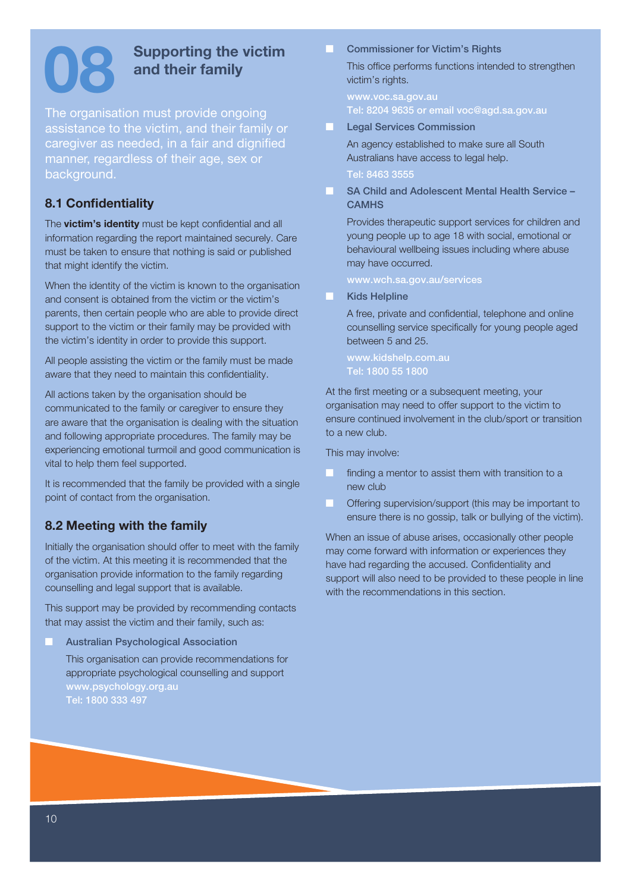# 08 Supporting the victim and their family

The organisation must provide ongoing assistance to the victim, and their family or caregiver as needed, in a fair and dignified manner, regardless of their age, sex or background.

## 8.1 Confidentiality

The **victim's identity** must be kept confidential and all information regarding the report maintained securely. Care must be taken to ensure that nothing is said or published that might identify the victim.

When the identity of the victim is known to the organisation and consent is obtained from the victim or the victim's parents, then certain people who are able to provide direct support to the victim or their family may be provided with the victim's identity in order to provide this support.

All people assisting the victim or the family must be made aware that they need to maintain this confidentiality.

All actions taken by the organisation should be communicated to the family or caregiver to ensure they are aware that the organisation is dealing with the situation and following appropriate procedures. The family may be experiencing emotional turmoil and good communication is vital to help them feel supported.

It is recommended that the family be provided with a single point of contact from the organisation.

## 8.2 Meeting with the family

Initially the organisation should offer to meet with the family of the victim. At this meeting it is recommended that the organisation provide information to the family regarding counselling and legal support that is available.

This support may be provided by recommending contacts that may assist the victim and their family, such as:

- **Australian Psychological Association**

  This organisation can provide recommendations for appropriate psychological counselling and support
  www.psychology.org.au
  Tel: 1800 333 497

- **Commissioner for Victim's Rights**

  This office performs functions intended to strengthen victim's rights.

  www.voc.sa.gov.au
  Tel: 8204 9635 or email voc@agd.sa.gov.au

- **Legal Services Commission**

  An agency established to make sure all South Australians have access to legal help.

  Tel: 8463 3555

- **SA Child and Adolescent Mental Health Service – CAMHS**

  Provides therapeutic support services for children and young people up to age 18 with social, emotional or behavioural wellbeing issues including where abuse may have occurred.

  www.wch.sa.gov.au/services

- **Kids Helpline**

  A free, private and confidential, telephone and online counselling service specifically for young people aged between 5 and 25.

  www.kidshelp.com.au
  Tel: 1800 55 1800

At the first meeting or a subsequent meeting, your organisation may need to offer support to the victim to ensure continued involvement in the club/sport or transition to a new club.

This may involve:

- finding a mentor to assist them with transition to a new club
- Offering supervision/support (this may be important to ensure there is no gossip, talk or bullying of the victim).

When an issue of abuse arises, occasionally other people may come forward with information or experiences they have had regarding the accused. Confidentiality and support will also need to be provided to these people in line with the recommendations in this section.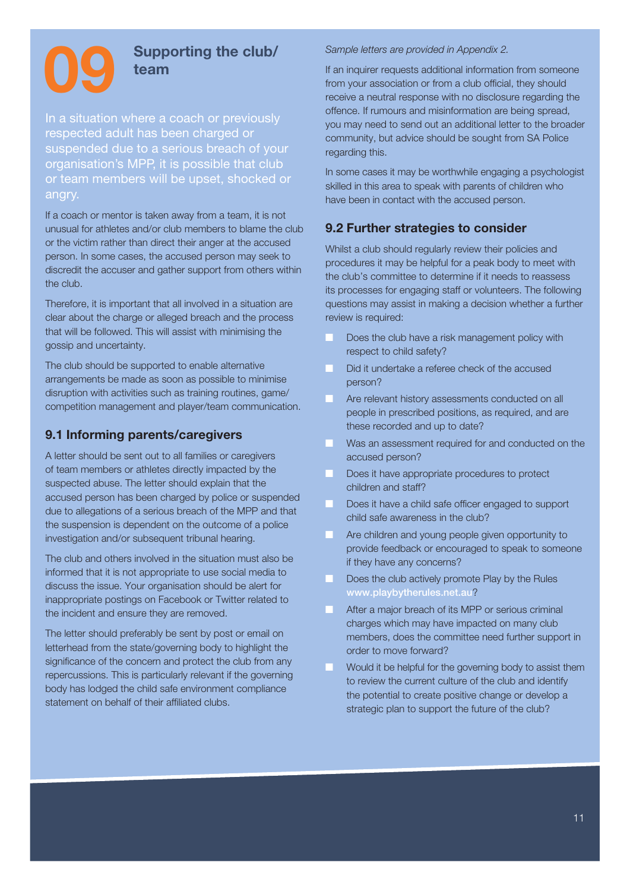# 09 Supporting the club/team

In a situation where a coach or previously respected adult has been charged or suspended due to a serious breach of your organisation's MPP, it is possible that club or team members will be upset, shocked or angry.

If a coach or mentor is taken away from a team, it is not unusual for athletes and/or club members to blame the club or the victim rather than direct their anger at the accused person. In some cases, the accused person may seek to discredit the accuser and gather support from others within the club.

Therefore, it is important that all involved in a situation are clear about the charge or alleged breach and the process that will be followed. This will assist with minimising the gossip and uncertainty.

The club should be supported to enable alternative arrangements be made as soon as possible to minimise disruption with activities such as training routines, game/competition management and player/team communication.

## 9.1 Informing parents/caregivers

A letter should be sent out to all families or caregivers of team members or athletes directly impacted by the suspected abuse. The letter should explain that the accused person has been charged by police or suspended due to allegations of a serious breach of the MPP and that the suspension is dependent on the outcome of a police investigation and/or subsequent tribunal hearing.

The club and others involved in the situation must also be informed that it is not appropriate to use social media to discuss the issue. Your organisation should be alert for inappropriate postings on Facebook or Twitter related to the incident and ensure they are removed.

The letter should preferably be sent by post or email on letterhead from the state/governing body to highlight the significance of the concern and protect the club from any repercussions. This is particularly relevant if the governing body has lodged the child safe environment compliance statement on behalf of their affiliated clubs.

*Sample letters are provided in Appendix 2.*

If an inquirer requests additional information from someone from your association or from a club official, they should receive a neutral response with no disclosure regarding the offence. If rumours and misinformation are being spread, you may need to send out an additional letter to the broader community, but advice should be sought from SA Police regarding this.

In some cases it may be worthwhile engaging a psychologist skilled in this area to speak with parents of children who have been in contact with the accused person.

## 9.2 Further strategies to consider

Whilst a club should regularly review their policies and procedures it may be helpful for a peak body to meet with the club's committee to determine if it needs to reassess its processes for engaging staff or volunteers. The following questions may assist in making a decision whether a further review is required:

- Does the club have a risk management policy with respect to child safety?
- Did it undertake a referee check of the accused person?
- Are relevant history assessments conducted on all people in prescribed positions, as required, and are these recorded and up to date?
- Was an assessment required for and conducted on the accused person?
- Does it have appropriate procedures to protect children and staff?
- Does it have a child safe officer engaged to support child safe awareness in the club?
- Are children and young people given opportunity to provide feedback or encouraged to speak to someone if they have any concerns?
- Does the club actively promote Play by the Rules www.playbytherules.net.au?
- After a major breach of its MPP or serious criminal charges which may have impacted on many club members, does the committee need further support in order to move forward?
- Would it be helpful for the governing body to assist them to review the current culture of the club and identify the potential to create positive change or develop a strategic plan to support the future of the club?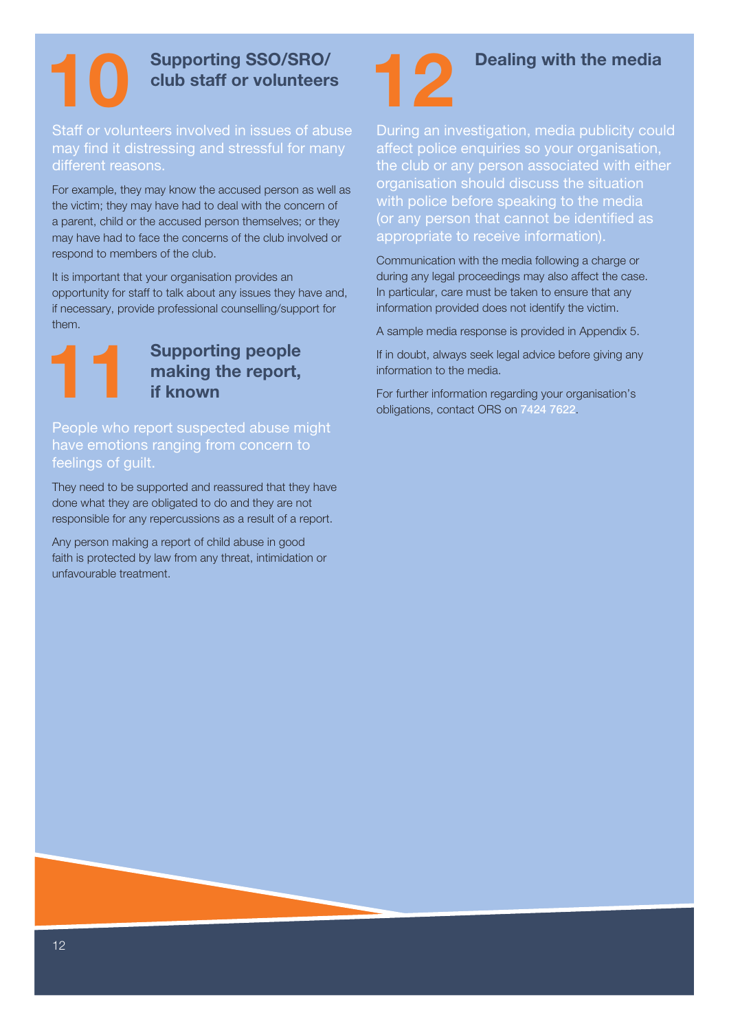## 10 Supporting SSO/SRO/ club staff or volunteers

Staff or volunteers involved in issues of abuse may find it distressing and stressful for many different reasons.

For example, they may know the accused person as well as the victim; they may have had to deal with the concern of a parent, child or the accused person themselves; or they may have had to face the concerns of the club involved or respond to members of the club.

It is important that your organisation provides an opportunity for staff to talk about any issues they have and, if necessary, provide professional counselling/support for them.

## 11 Supporting people making the report, if known

People who report suspected abuse might have emotions ranging from concern to feelings of guilt.

They need to be supported and reassured that they have done what they are obligated to do and they are not responsible for any repercussions as a result of a report.

Any person making a report of child abuse in good faith is protected by law from any threat, intimidation or unfavourable treatment.

## 12 Dealing with the media

During an investigation, media publicity could affect police enquiries so your organisation, the club or any person associated with either organisation should discuss the situation with police before speaking to the media (or any person that cannot be identified as appropriate to receive information).

Communication with the media following a charge or during any legal proceedings may also affect the case. In particular, care must be taken to ensure that any information provided does not identify the victim.

A sample media response is provided in Appendix 5.

If in doubt, always seek legal advice before giving any information to the media.

For further information regarding your organisation's obligations, contact ORS on **7424 7622**.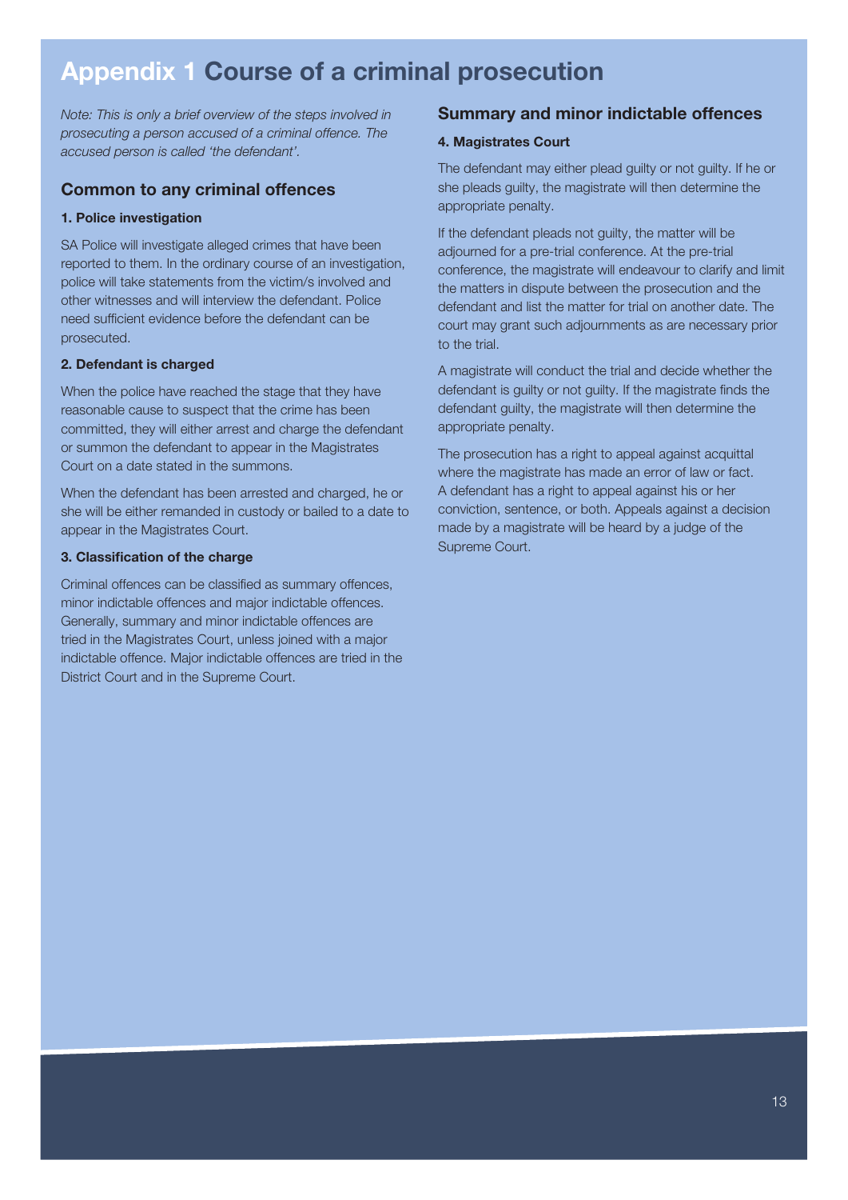# Appendix 1 Course of a criminal prosecution

*Note: This is only a brief overview of the steps involved in prosecuting a person accused of a criminal offence. The accused person is called 'the defendant'.*

## Common to any criminal offences

### 1. Police investigation

SA Police will investigate alleged crimes that have been reported to them. In the ordinary course of an investigation, police will take statements from the victim/s involved and other witnesses and will interview the defendant. Police need sufficient evidence before the defendant can be prosecuted.

### 2. Defendant is charged

When the police have reached the stage that they have reasonable cause to suspect that the crime has been committed, they will either arrest and charge the defendant or summon the defendant to appear in the Magistrates Court on a date stated in the summons.

When the defendant has been arrested and charged, he or she will be either remanded in custody or bailed to a date to appear in the Magistrates Court.

### 3. Classification of the charge

Criminal offences can be classified as summary offences, minor indictable offences and major indictable offences. Generally, summary and minor indictable offences are tried in the Magistrates Court, unless joined with a major indictable offence. Major indictable offences are tried in the District Court and in the Supreme Court.

## Summary and minor indictable offences

### 4. Magistrates Court

The defendant may either plead guilty or not guilty. If he or she pleads guilty, the magistrate will then determine the appropriate penalty.

If the defendant pleads not guilty, the matter will be adjourned for a pre-trial conference. At the pre-trial conference, the magistrate will endeavour to clarify and limit the matters in dispute between the prosecution and the defendant and list the matter for trial on another date. The court may grant such adjournments as are necessary prior to the trial.

A magistrate will conduct the trial and decide whether the defendant is guilty or not guilty. If the magistrate finds the defendant guilty, the magistrate will then determine the appropriate penalty.

The prosecution has a right to appeal against acquittal where the magistrate has made an error of law or fact. A defendant has a right to appeal against his or her conviction, sentence, or both. Appeals against a decision made by a magistrate will be heard by a judge of the Supreme Court.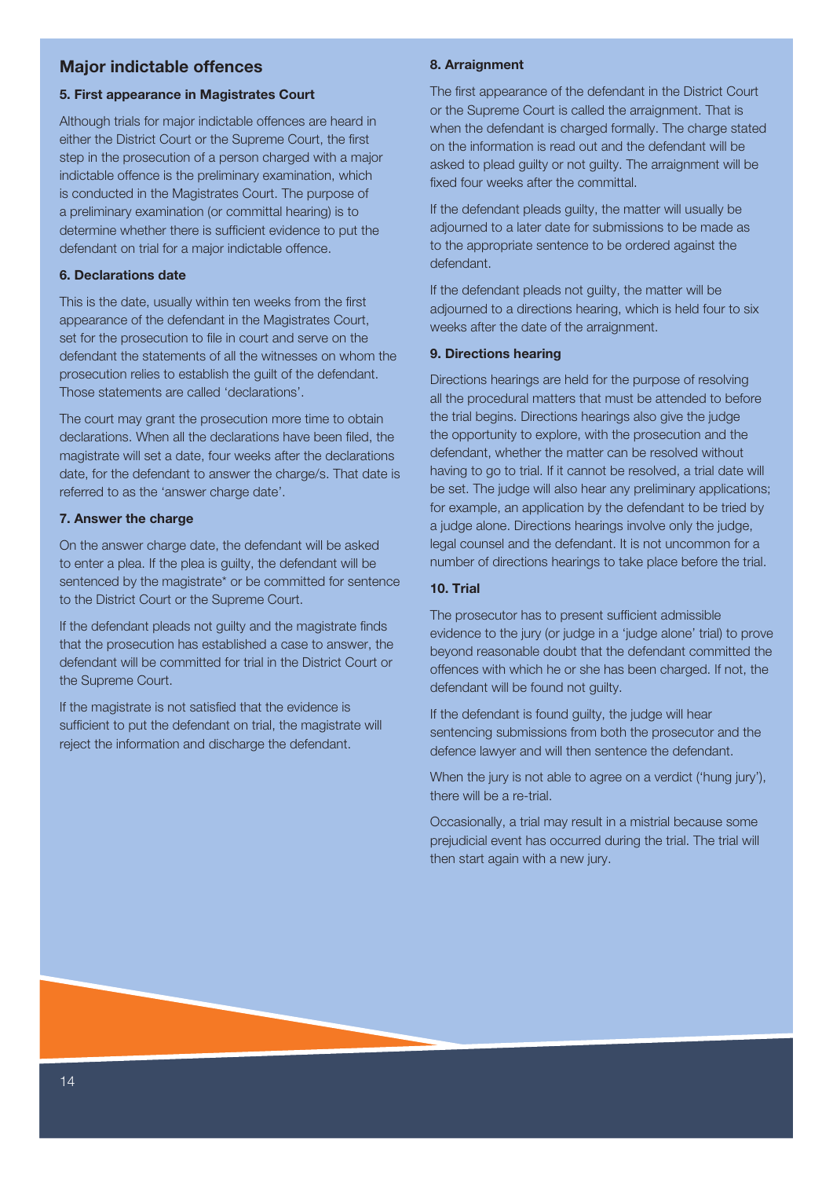## Major indictable offences

### 5. First appearance in Magistrates Court

Although trials for major indictable offences are heard in either the District Court or the Supreme Court, the first step in the prosecution of a person charged with a major indictable offence is the preliminary examination, which is conducted in the Magistrates Court. The purpose of a preliminary examination (or committal hearing) is to determine whether there is sufficient evidence to put the defendant on trial for a major indictable offence.

### 6. Declarations date

This is the date, usually within ten weeks from the first appearance of the defendant in the Magistrates Court, set for the prosecution to file in court and serve on the defendant the statements of all the witnesses on whom the prosecution relies to establish the guilt of the defendant. Those statements are called 'declarations'.

The court may grant the prosecution more time to obtain declarations. When all the declarations have been filed, the magistrate will set a date, four weeks after the declarations date, for the defendant to answer the charge/s. That date is referred to as the 'answer charge date'.

### 7. Answer the charge

On the answer charge date, the defendant will be asked to enter a plea. If the plea is guilty, the defendant will be sentenced by the magistrate* or be committed for sentence to the District Court or the Supreme Court.

If the defendant pleads not guilty and the magistrate finds that the prosecution has established a case to answer, the defendant will be committed for trial in the District Court or the Supreme Court.

If the magistrate is not satisfied that the evidence is sufficient to put the defendant on trial, the magistrate will reject the information and discharge the defendant.

### 8. Arraignment

The first appearance of the defendant in the District Court or the Supreme Court is called the arraignment. That is when the defendant is charged formally. The charge stated on the information is read out and the defendant will be asked to plead guilty or not guilty. The arraignment will be fixed four weeks after the committal.

If the defendant pleads guilty, the matter will usually be adjourned to a later date for submissions to be made as to the appropriate sentence to be ordered against the defendant.

If the defendant pleads not guilty, the matter will be adjourned to a directions hearing, which is held four to six weeks after the date of the arraignment.

### 9. Directions hearing

Directions hearings are held for the purpose of resolving all the procedural matters that must be attended to before the trial begins. Directions hearings also give the judge the opportunity to explore, with the prosecution and the defendant, whether the matter can be resolved without having to go to trial. If it cannot be resolved, a trial date will be set. The judge will also hear any preliminary applications; for example, an application by the defendant to be tried by a judge alone. Directions hearings involve only the judge, legal counsel and the defendant. It is not uncommon for a number of directions hearings to take place before the trial.

### 10. Trial

The prosecutor has to present sufficient admissible evidence to the jury (or judge in a 'judge alone' trial) to prove beyond reasonable doubt that the defendant committed the offences with which he or she has been charged. If not, the defendant will be found not guilty.

If the defendant is found guilty, the judge will hear sentencing submissions from both the prosecutor and the defence lawyer and will then sentence the defendant.

When the jury is not able to agree on a verdict ('hung jury'), there will be a re-trial.

Occasionally, a trial may result in a mistrial because some prejudicial event has occurred during the trial. The trial will then start again with a new jury.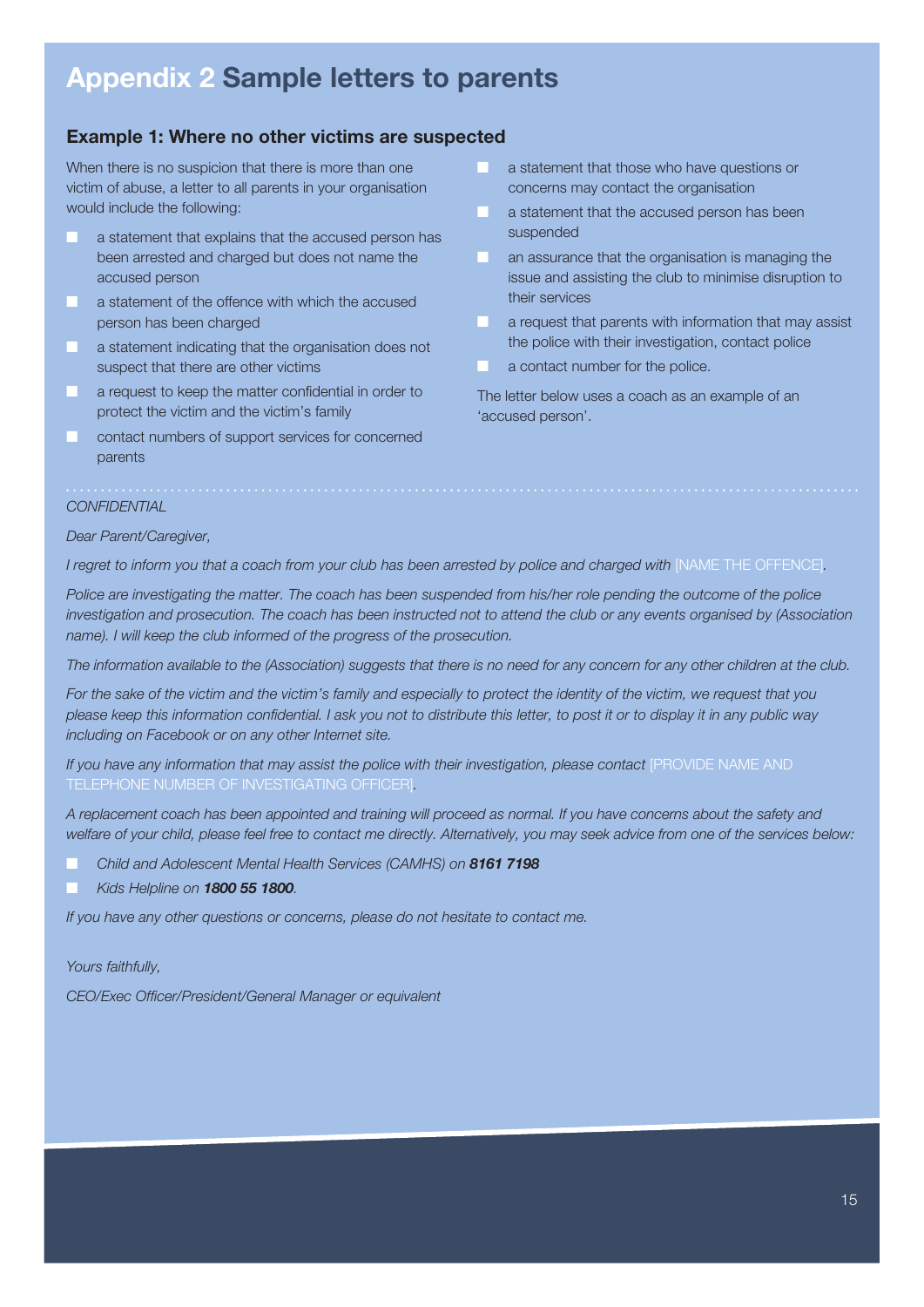# Appendix 2 Sample letters to parents

## Example 1: Where no other victims are suspected

When there is no suspicion that there is more than one victim of abuse, a letter to all parents in your organisation would include the following:

- a statement that explains that the accused person has been arrested and charged but does not name the accused person
- a statement of the offence with which the accused person has been charged
- a statement indicating that the organisation does not suspect that there are other victims
- a request to keep the matter confidential in order to protect the victim and the victim's family
- contact numbers of support services for concerned parents
- a statement that those who have questions or concerns may contact the organisation
- a statement that the accused person has been suspended
- an assurance that the organisation is managing the issue and assisting the club to minimise disruption to their services
- a request that parents with information that may assist the police with their investigation, contact police
- a contact number for the police.

The letter below uses a coach as an example of an 'accused person'.

---

*CONFIDENTIAL*

*Dear Parent/Caregiver,*

*I regret to inform you that a coach from your club has been arrested by police and charged with* [NAME THE OFFENCE].

*Police are investigating the matter. The coach has been suspended from his/her role pending the outcome of the police investigation and prosecution. The coach has been instructed not to attend the club or any events organised by (Association name). I will keep the club informed of the progress of the prosecution.*

*The information available to the (Association) suggests that there is no need for any concern for any other children at the club.*

*For the sake of the victim and the victim's family and especially to protect the identity of the victim, we request that you please keep this information confidential. I ask you not to distribute this letter, to post it or to display it in any public way including on Facebook or on any other Internet site.*

*If you have any information that may assist the police with their investigation, please contact* [PROVIDE NAME AND TELEPHONE NUMBER OF INVESTIGATING OFFICER].

*A replacement coach has been appointed and training will proceed as normal. If you have concerns about the safety and welfare of your child, please feel free to contact me directly. Alternatively, you may seek advice from one of the services below:*

- *Child and Adolescent Mental Health Services (CAMHS) on* ***8161 7198***
- *Kids Helpline on* ***1800 55 1800****.*

*If you have any other questions or concerns, please do not hesitate to contact me.*

*Yours faithfully,*

*CEO/Exec Officer/President/General Manager or equivalent*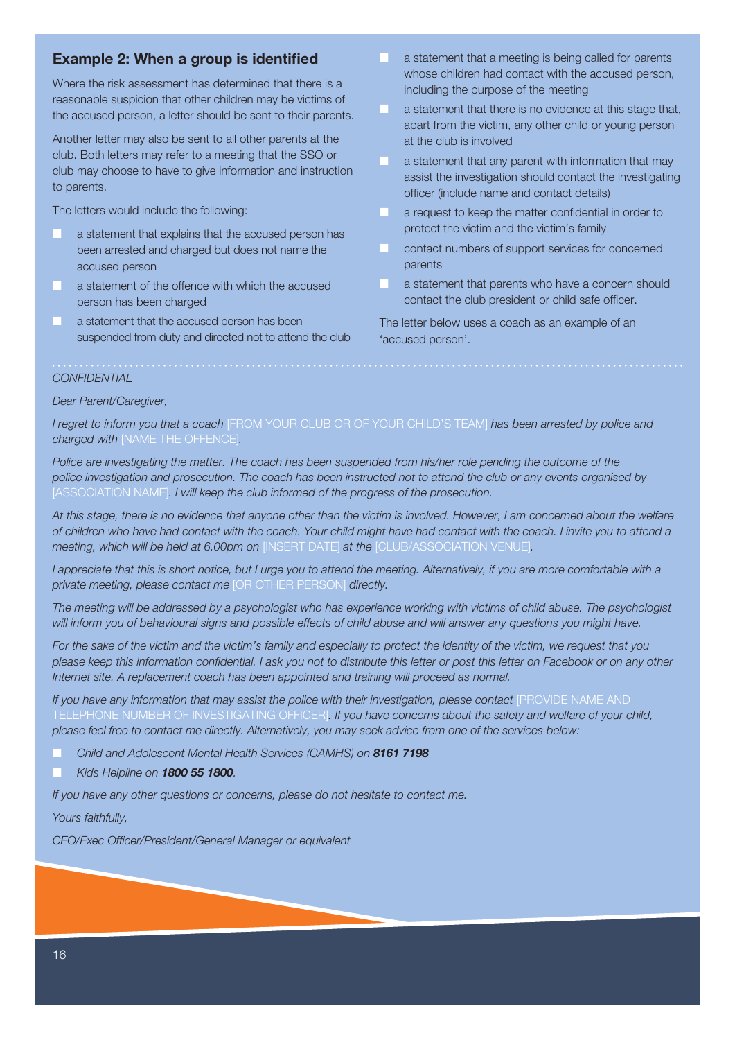## Example 2: When a group is identified

Where the risk assessment has determined that there is a reasonable suspicion that other children may be victims of the accused person, a letter should be sent to their parents.

Another letter may also be sent to all other parents at the club. Both letters may refer to a meeting that the SSO or club may choose to have to give information and instruction to parents.

The letters would include the following:

- a statement that explains that the accused person has been arrested and charged but does not name the accused person
- a statement of the offence with which the accused person has been charged
- a statement that the accused person has been suspended from duty and directed not to attend the club
- a statement that a meeting is being called for parents whose children had contact with the accused person, including the purpose of the meeting
- a statement that there is no evidence at this stage that, apart from the victim, any other child or young person at the club is involved
- a statement that any parent with information that may assist the investigation should contact the investigating officer (include name and contact details)
- a request to keep the matter confidential in order to protect the victim and the victim's family
- contact numbers of support services for concerned parents
- a statement that parents who have a concern should contact the club president or child safe officer.

The letter below uses a coach as an example of an 'accused person'.

---

*CONFIDENTIAL*

*Dear Parent/Caregiver,*

*I regret to inform you that a coach* [FROM YOUR CLUB OR OF YOUR CHILD'S TEAM] *has been arrested by police and charged with* [NAME THE OFFENCE].

*Police are investigating the matter. The coach has been suspended from his/her role pending the outcome of the police investigation and prosecution. The coach has been instructed not to attend the club or any events organised by* [ASSOCIATION NAME]*. I will keep the club informed of the progress of the prosecution.*

*At this stage, there is no evidence that anyone other than the victim is involved. However, I am concerned about the welfare of children who have had contact with the coach. Your child might have had contact with the coach. I invite you to attend a meeting, which will be held at 6.00pm on* [INSERT DATE] *at the* [CLUB/ASSOCIATION VENUE].

*I appreciate that this is short notice, but I urge you to attend the meeting. Alternatively, if you are more comfortable with a private meeting, please contact me* [OR OTHER PERSON] *directly.*

*The meeting will be addressed by a psychologist who has experience working with victims of child abuse. The psychologist will inform you of behavioural signs and possible effects of child abuse and will answer any questions you might have.*

*For the sake of the victim and the victim's family and especially to protect the identity of the victim, we request that you please keep this information confidential. I ask you not to distribute this letter or post this letter on Facebook or on any other Internet site. A replacement coach has been appointed and training will proceed as normal.*

*If you have any information that may assist the police with their investigation, please contact* [PROVIDE NAME AND TELEPHONE NUMBER OF INVESTIGATING OFFICER]*. If you have concerns about the safety and welfare of your child, please feel free to contact me directly. Alternatively, you may seek advice from one of the services below:*

- *Child and Adolescent Mental Health Services (CAMHS) on* ***8161 7198***
- *Kids Helpline on* ***1800 55 1800****.*

*If you have any other questions or concerns, please do not hesitate to contact me.*

*Yours faithfully,*

*CEO/Exec Officer/President/General Manager or equivalent*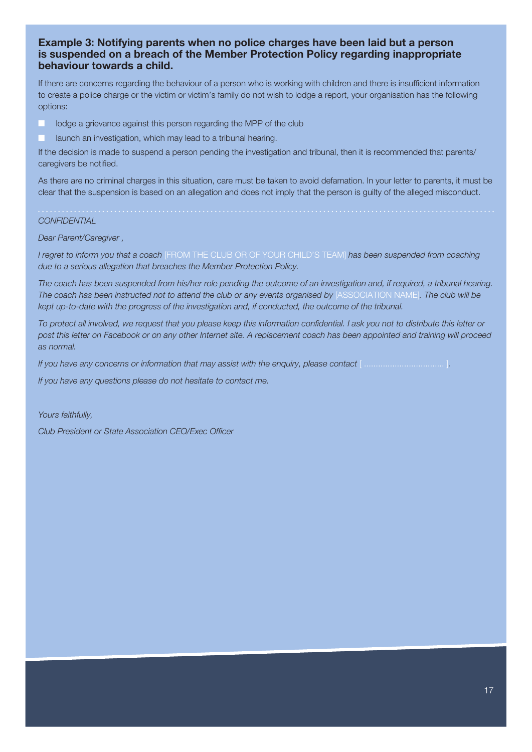### Example 3: Notifying parents when no police charges have been laid but a person is suspended on a breach of the Member Protection Policy regarding inappropriate behaviour towards a child.

If there are concerns regarding the behaviour of a person who is working with children and there is insufficient information to create a police charge or the victim or victim's family do not wish to lodge a report, your organisation has the following options:

- lodge a grievance against this person regarding the MPP of the club
- launch an investigation, which may lead to a tribunal hearing.

If the decision is made to suspend a person pending the investigation and tribunal, then it is recommended that parents/caregivers be notified.

As there are no criminal charges in this situation, care must be taken to avoid defamation. In your letter to parents, it must be clear that the suspension is based on an allegation and does not imply that the person is guilty of the alleged misconduct.

---

*CONFIDENTIAL*

*Dear Parent/Caregiver ,*

*I regret to inform you that a coach* [FROM THE CLUB OR OF YOUR CHILD'S TEAM] *has been suspended from coaching due to a serious allegation that breaches the Member Protection Policy.*

*The coach has been suspended from his/her role pending the outcome of an investigation and, if required, a tribunal hearing. The coach has been instructed not to attend the club or any events organised by* [ASSOCIATION NAME]*. The club will be kept up-to-date with the progress of the investigation and, if conducted, the outcome of the tribunal.*

*To protect all involved, we request that you please keep this information confidential. I ask you not to distribute this letter or post this letter on Facebook or on any other Internet site. A replacement coach has been appointed and training will proceed as normal.*

*If you have any concerns or information that may assist with the enquiry, please contact* [ ................................... ].

*If you have any questions please do not hesitate to contact me.*

*Yours faithfully,*

*Club President or State Association CEO/Exec Officer*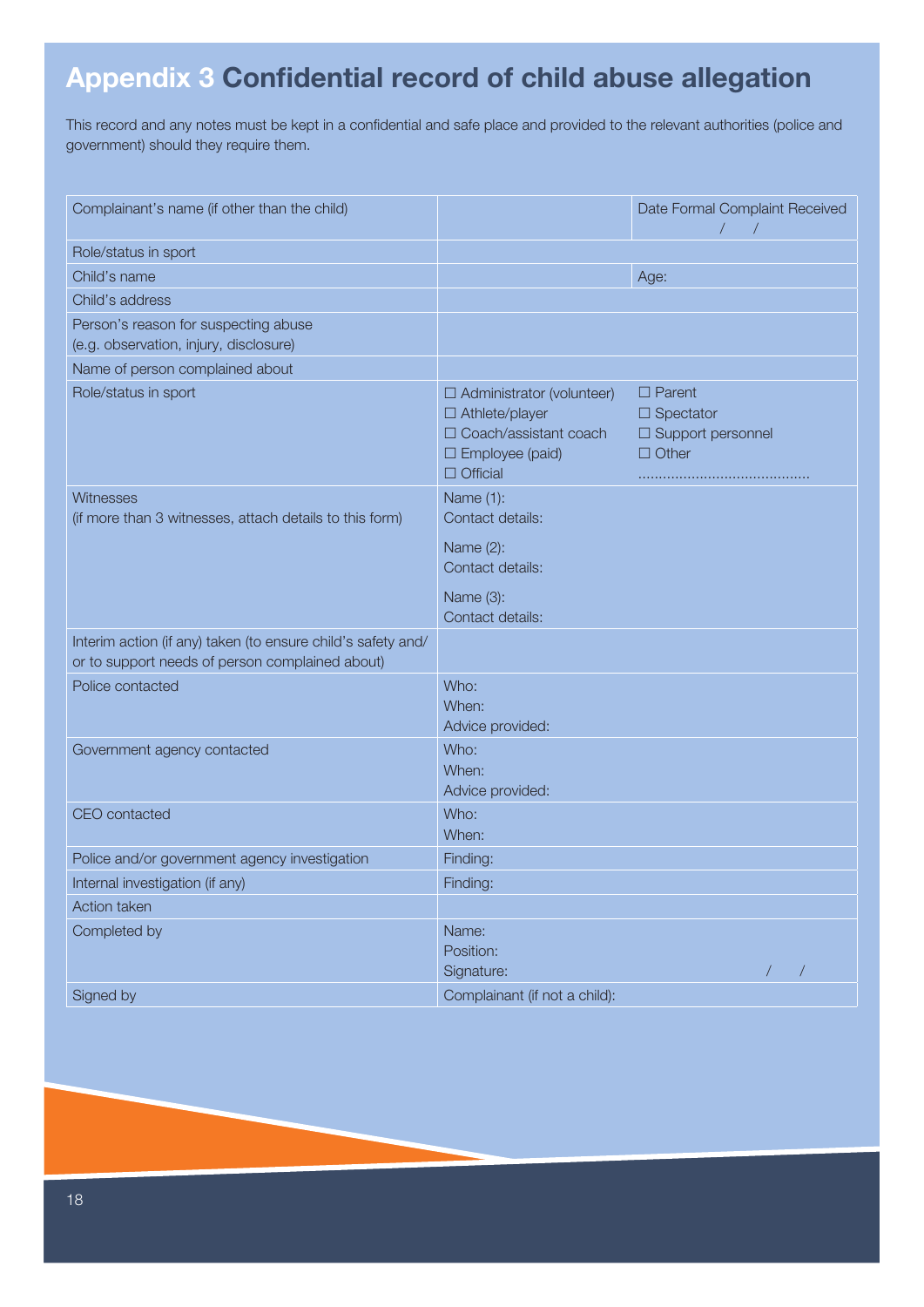# Appendix 3 Confidential record of child abuse allegation

This record and any notes must be kept in a confidential and safe place and provided to the relevant authorities (police and government) should they require them.

| | | |
|---|---|---|
| Complainant's name (if other than the child) | | Date Formal Complaint Received / / |
| Role/status in sport | | |
| Child's name | | Age: |
| Child's address | | |
| Person's reason for suspecting abuse (e.g. observation, injury, disclosure) | | |
| Name of person complained about | | |
| Role/status in sport | ☐ Administrator (volunteer)<br>☐ Athlete/player<br>☐ Coach/assistant coach<br>☐ Employee (paid)<br>☐ Official | ☐ Parent<br>☐ Spectator<br>☐ Support personnel<br>☐ Other<br>......................................... |
| Witnesses<br>(if more than 3 witnesses, attach details to this form) | Name (1):<br>Contact details:<br>Name (2):<br>Contact details:<br>Name (3):<br>Contact details: | |
| Interim action (if any) taken (to ensure child's safety and/ or to support needs of person complained about) | | |
| Police contacted | Who:<br>When:<br>Advice provided: | |
| Government agency contacted | Who:<br>When:<br>Advice provided: | |
| CEO contacted | Who:<br>When: | |
| Police and/or government agency investigation | Finding: | |
| Internal investigation (if any) | Finding: | |
| Action taken | | |
| Completed by | Name:<br>Position:<br>Signature: | / / |
| Signed by | Complainant (if not a child): | |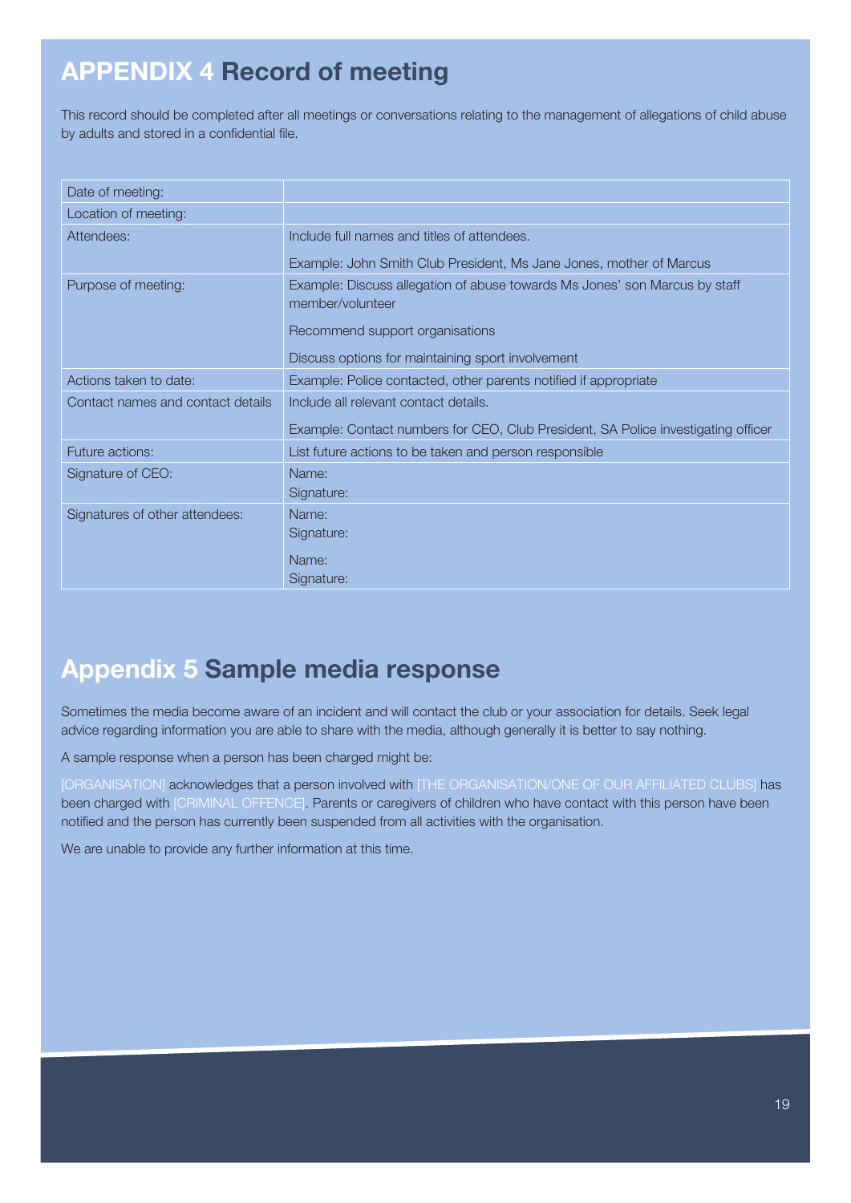# APPENDIX 4 Record of meeting

This record should be completed after all meetings or conversations relating to the management of allegations of child abuse by adults and stored in a confidential file.

| | |
|---|---|
| Date of meeting: | |
| Location of meeting: | |
| Attendees: | Include full names and titles of attendees.<br><br>Example: John Smith Club President, Ms Jane Jones, mother of Marcus |
| Purpose of meeting: | Example: Discuss allegation of abuse towards Ms Jones' son Marcus by staff member/volunteer<br><br>Recommend support organisations<br><br>Discuss options for maintaining sport involvement |
| Actions taken to date: | Example: Police contacted, other parents notified if appropriate |
| Contact names and contact details | Include all relevant contact details.<br><br>Example: Contact numbers for CEO, Club President, SA Police investigating officer |
| Future actions: | List future actions to be taken and person responsible |
| Signature of CEO: | Name:<br>Signature: |
| Signatures of other attendees: | Name:<br>Signature:<br><br>Name:<br>Signature: |

# Appendix 5 Sample media response

Sometimes the media become aware of an incident and will contact the club or your association for details. Seek legal advice regarding information you are able to share with the media, although generally it is better to say nothing.

A sample response when a person has been charged might be:

[ORGANISATION] acknowledges that a person involved with [THE ORGANISATION/ONE OF OUR AFFILIATED CLUBS] has been charged with [CRIMINAL OFFENCE]. Parents or caregivers of children who have contact with this person have been notified and the person has currently been suspended from all activities with the organisation.

We are unable to provide any further information at this time.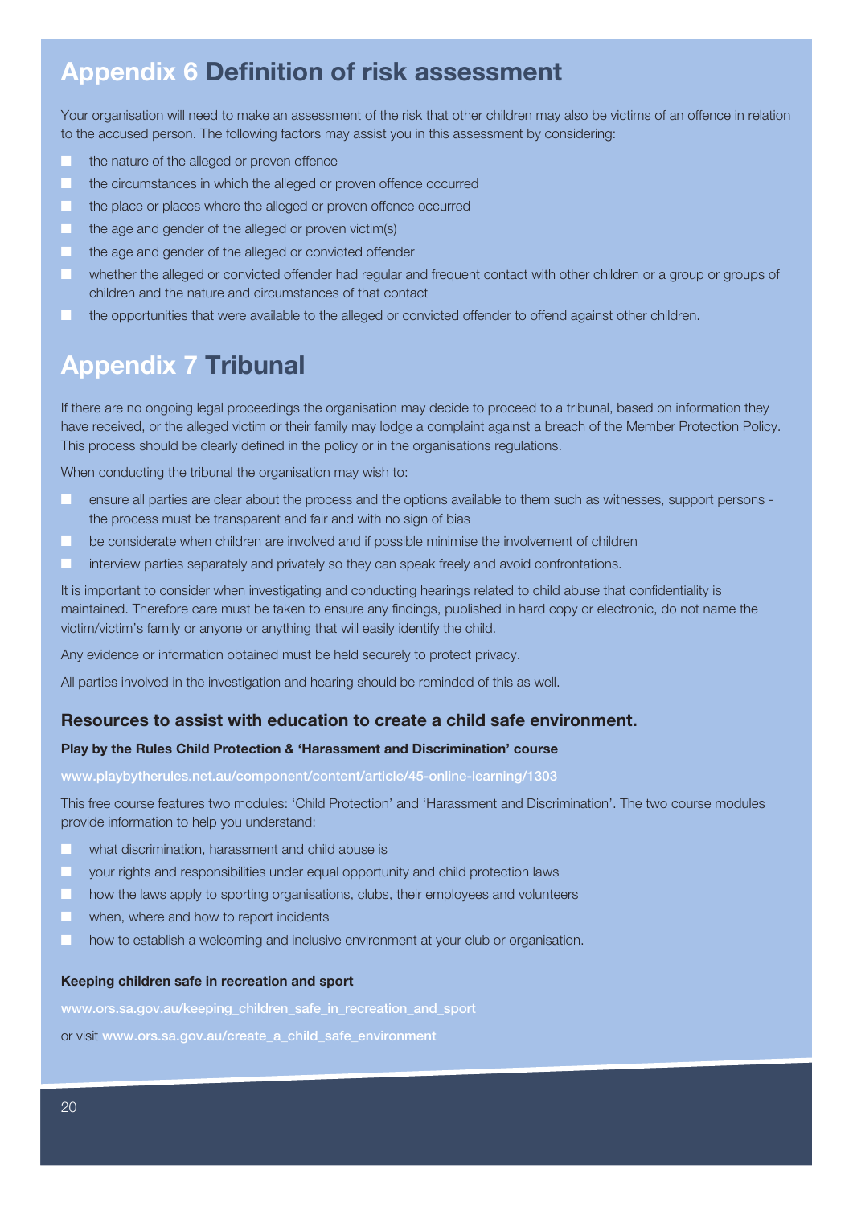# Appendix 6 Definition of risk assessment

Your organisation will need to make an assessment of the risk that other children may also be victims of an offence in relation to the accused person. The following factors may assist you in this assessment by considering:

- the nature of the alleged or proven offence
- the circumstances in which the alleged or proven offence occurred
- the place or places where the alleged or proven offence occurred
- the age and gender of the alleged or proven victim(s)
- the age and gender of the alleged or convicted offender
- whether the alleged or convicted offender had regular and frequent contact with other children or a group or groups of children and the nature and circumstances of that contact
- the opportunities that were available to the alleged or convicted offender to offend against other children.

# Appendix 7 Tribunal

If there are no ongoing legal proceedings the organisation may decide to proceed to a tribunal, based on information they have received, or the alleged victim or their family may lodge a complaint against a breach of the Member Protection Policy. This process should be clearly defined in the policy or in the organisations regulations.

When conducting the tribunal the organisation may wish to:

- ensure all parties are clear about the process and the options available to them such as witnesses, support persons - the process must be transparent and fair and with no sign of bias
- be considerate when children are involved and if possible minimise the involvement of children
- interview parties separately and privately so they can speak freely and avoid confrontations.

It is important to consider when investigating and conducting hearings related to child abuse that confidentiality is maintained. Therefore care must be taken to ensure any findings, published in hard copy or electronic, do not name the victim/victim's family or anyone or anything that will easily identify the child.

Any evidence or information obtained must be held securely to protect privacy.

All parties involved in the investigation and hearing should be reminded of this as well.

## Resources to assist with education to create a child safe environment.

**Play by the Rules Child Protection & 'Harassment and Discrimination' course**

www.playbytherules.net.au/component/content/article/45-online-learning/1303

This free course features two modules: 'Child Protection' and 'Harassment and Discrimination'. The two course modules provide information to help you understand:

- what discrimination, harassment and child abuse is
- your rights and responsibilities under equal opportunity and child protection laws
- how the laws apply to sporting organisations, clubs, their employees and volunteers
- when, where and how to report incidents
- how to establish a welcoming and inclusive environment at your club or organisation.

**Keeping children safe in recreation and sport**

www.ors.sa.gov.au/keeping_children_safe_in_recreation_and_sport

or visit www.ors.sa.gov.au/create_a_child_safe_environment